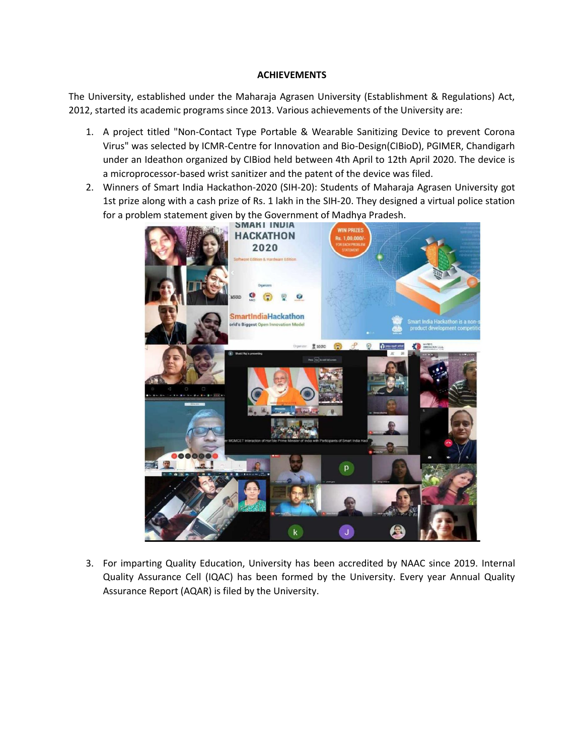# ACHIEVEMENTS

The University, established under the Maharaja Agrasen University (Establishment & Regulations) Act, 2012, started its academic programs since 2013. Various achievements of the University are:

1. A project titled "Non-Contact Type Portable & Wearable Sanitizing Device to prevent Corona Virus" was selected by ICMR-Centre for Innovation and Bio-Design(CIBioD), PGIMER, Chandigarh under an Ideathon organized by CIBiod held between 4th April to 12th April 2020. The device is a microprocessor-based wrist sanitizer and the patent of the device was filed.
2. Winners of Smart India Hackathon-2020 (SIH-20): Students of Maharaja Agrasen University got 1st prize along with a cash prize of Rs. 1 lakh in the SIH-20. They designed a virtual police station for a problem statement given by the Government of Madhya Pradesh.
3. For imparting Quality Education, University has been accredited by NAAC since 2019. Internal Quality Assurance Cell (IQAC) has been formed by the University. Every year Annual Quality Assurance Report (AQAR) is filed by the University.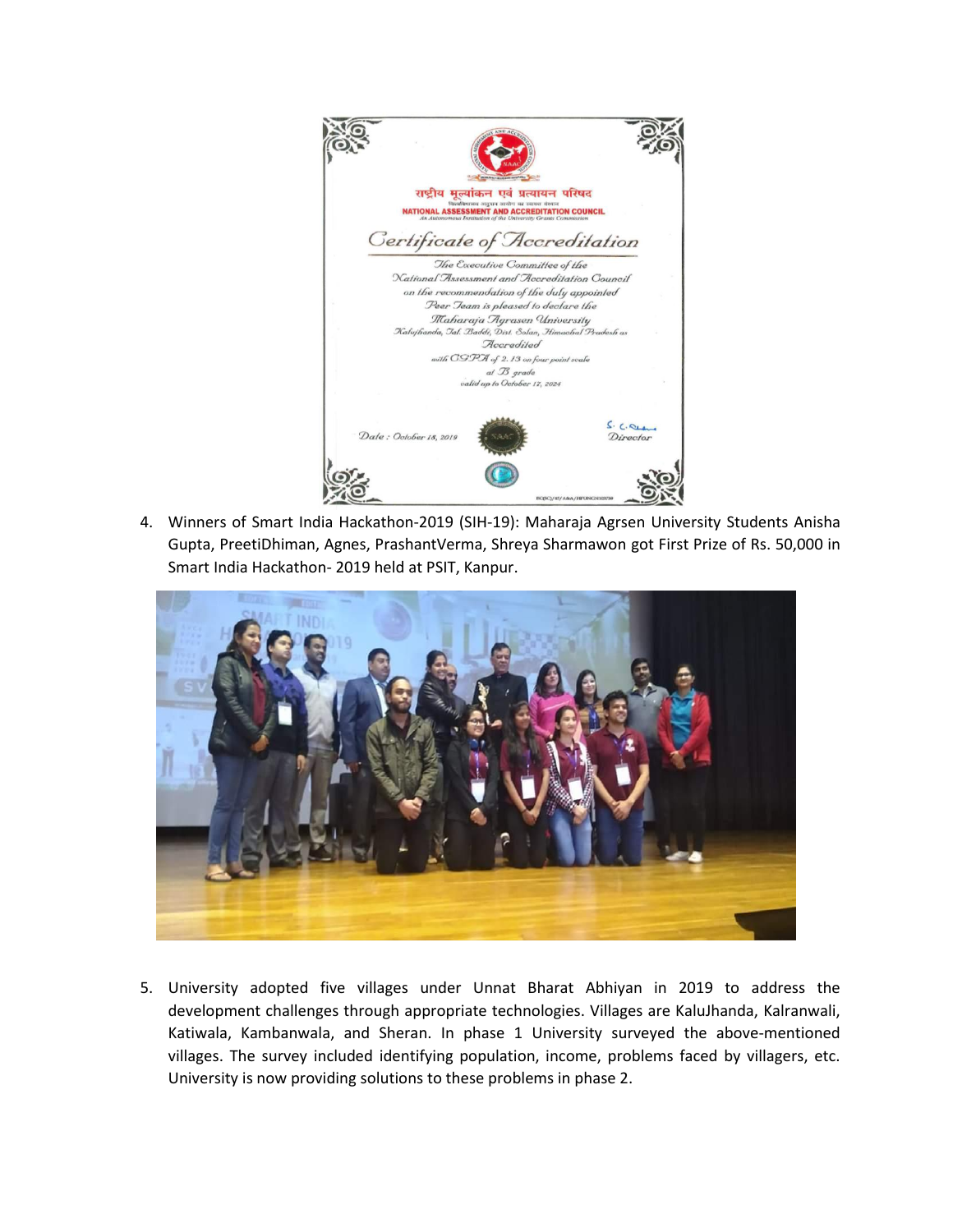4. Winners of Smart India Hackathon-2019 (SIH-19): Maharaja Agrsen University Students Anisha Gupta, PreetiDhiman, Agnes, PrashantVerma, Shreya Sharmawon got First Prize of Rs. 50,000 in Smart India Hackathon- 2019 held at PSIT, Kanpur.

5. University adopted five villages under Unnat Bharat Abhiyan in 2019 to address the development challenges through appropriate technologies. Villages are KaluJhanda, Kalranwali, Katiwala, Kambanwala, and Sheran. In phase 1 University surveyed the above-mentioned villages. The survey included identifying population, income, problems faced by villagers, etc. University is now providing solutions to these problems in phase 2.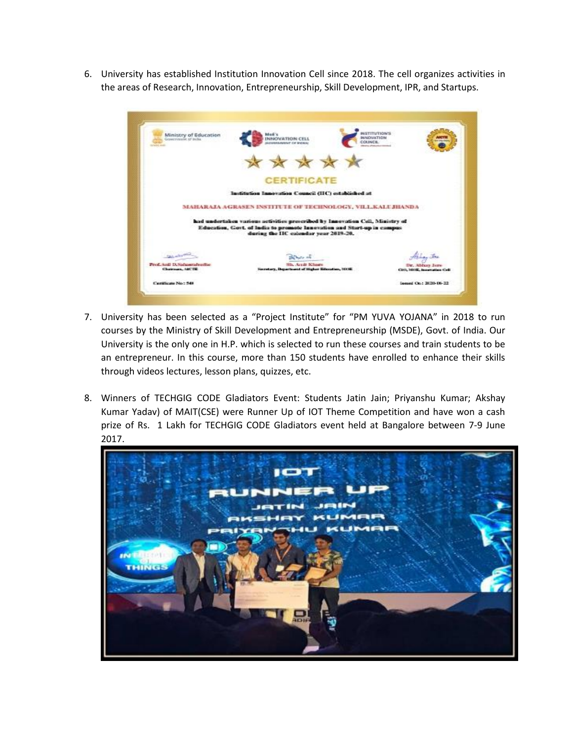6. University has established Institution Innovation Cell since 2018. The cell organizes activities in the areas of Research, Innovation, Entrepreneurship, Skill Development, IPR, and Startups.

7. University has been selected as a "Project Institute" for "PM YUVA YOJANA" in 2018 to run courses by the Ministry of Skill Development and Entrepreneurship (MSDE), Govt. of India. Our University is the only one in H.P. which is selected to run these courses and train students to be an entrepreneur. In this course, more than 150 students have enrolled to enhance their skills through videos lectures, lesson plans, quizzes, etc.

8. Winners of TECHGIG CODE Gladiators Event: Students Jatin Jain; Priyanshu Kumar; Akshay Kumar Yadav) of MAIT(CSE) were Runner Up of IOT Theme Competition and have won a cash prize of Rs. 1 Lakh for TECHGIG CODE Gladiators event held at Bangalore between 7-9 June 2017.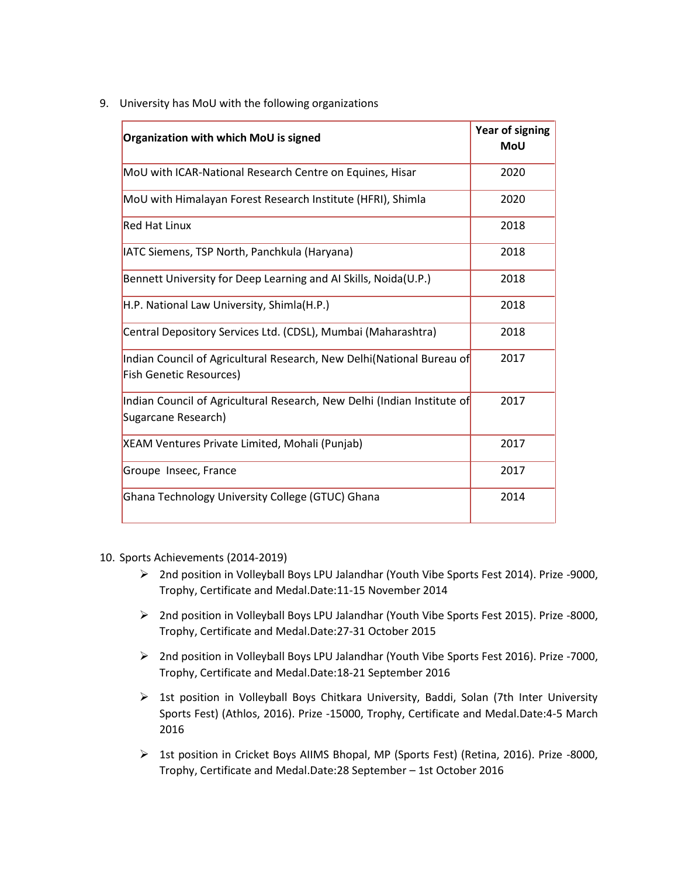9. University has MoU with the following organizations

| Organization with which MoU is signed | Year of signing MoU |
|---|---|
| MoU with ICAR-National Research Centre on Equines, Hisar | 2020 |
| MoU with Himalayan Forest Research Institute (HFRI), Shimla | 2020 |
| Red Hat Linux | 2018 |
| IATC Siemens, TSP North, Panchkula (Haryana) | 2018 |
| Bennett University for Deep Learning and AI Skills, Noida(U.P.) | 2018 |
| H.P. National Law University, Shimla(H.P.) | 2018 |
| Central Depository Services Ltd. (CDSL), Mumbai (Maharashtra) | 2018 |
| Indian Council of Agricultural Research, New Delhi(National Bureau of Fish Genetic Resources) | 2017 |
| Indian Council of Agricultural Research, New Delhi (Indian Institute of Sugarcane Research) | 2017 |
| XEAM Ventures Private Limited, Mohali (Punjab) | 2017 |
| Groupe Inseec, France | 2017 |
| Ghana Technology University College (GTUC) Ghana | 2014 |

10. Sports Achievements (2014-2019)
   - 2nd position in Volleyball Boys LPU Jalandhar (Youth Vibe Sports Fest 2014). Prize -9000, Trophy, Certificate and Medal.Date:11-15 November 2014
   - 2nd position in Volleyball Boys LPU Jalandhar (Youth Vibe Sports Fest 2015). Prize -8000, Trophy, Certificate and Medal.Date:27-31 October 2015
   - 2nd position in Volleyball Boys LPU Jalandhar (Youth Vibe Sports Fest 2016). Prize -7000, Trophy, Certificate and Medal.Date:18-21 September 2016
   - 1st position in Volleyball Boys Chitkara University, Baddi, Solan (7th Inter University Sports Fest) (Athlos, 2016). Prize -15000, Trophy, Certificate and Medal.Date:4-5 March 2016
   - 1st position in Cricket Boys AIIMS Bhopal, MP (Sports Fest) (Retina, 2016). Prize -8000, Trophy, Certificate and Medal.Date:28 September – 1st October 2016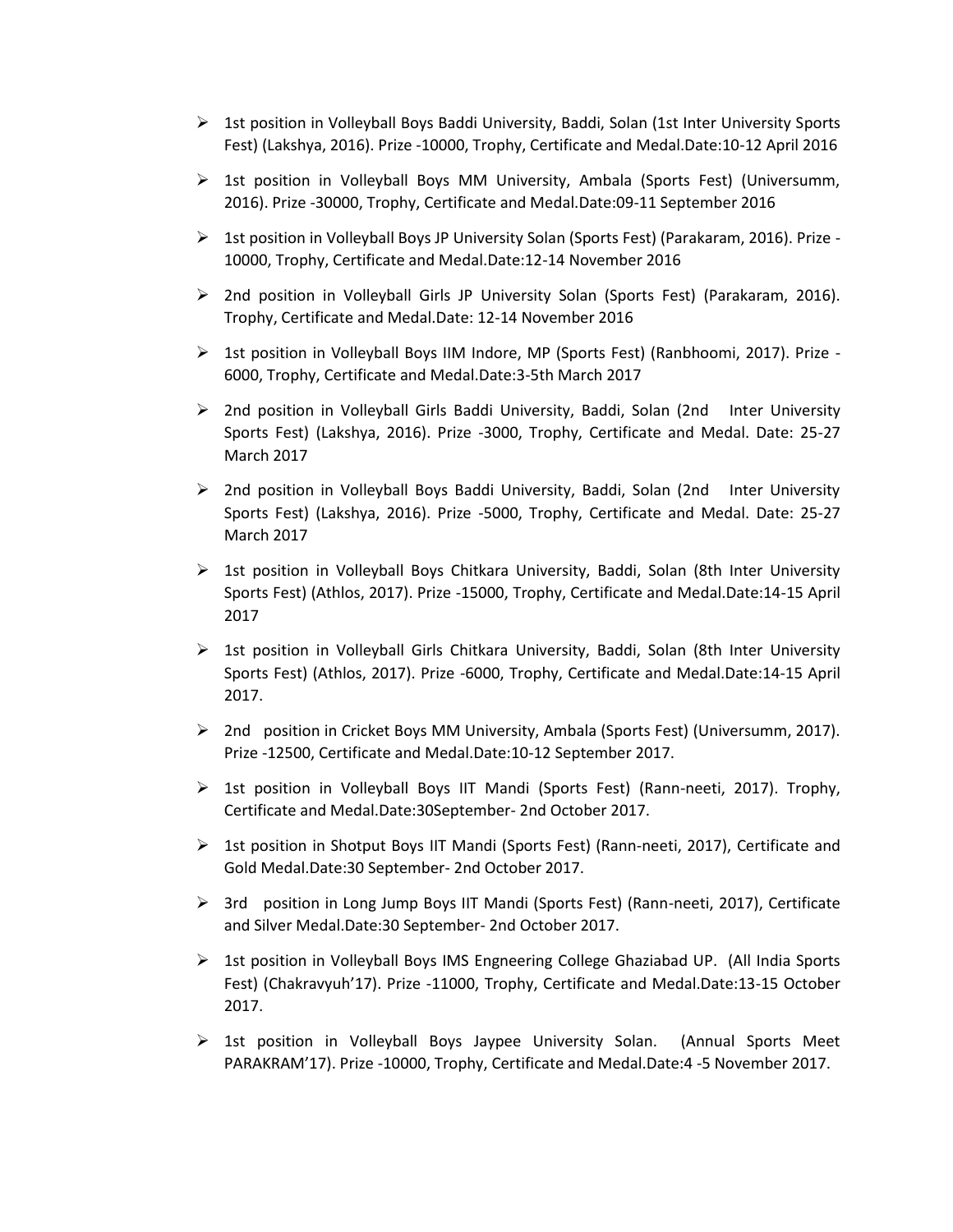- 1st position in Volleyball Boys Baddi University, Baddi, Solan (1st Inter University Sports Fest) (Lakshya, 2016). Prize -10000, Trophy, Certificate and Medal.Date:10-12 April 2016
- 1st position in Volleyball Boys MM University, Ambala (Sports Fest) (Universumm, 2016). Prize -30000, Trophy, Certificate and Medal.Date:09-11 September 2016
- 1st position in Volleyball Boys JP University Solan (Sports Fest) (Parakaram, 2016). Prize -10000, Trophy, Certificate and Medal.Date:12-14 November 2016
- 2nd position in Volleyball Girls JP University Solan (Sports Fest) (Parakaram, 2016). Trophy, Certificate and Medal.Date: 12-14 November 2016
- 1st position in Volleyball Boys IIM Indore, MP (Sports Fest) (Ranbhoomi, 2017). Prize -6000, Trophy, Certificate and Medal.Date:3-5th March 2017
- 2nd position in Volleyball Girls Baddi University, Baddi, Solan (2nd Inter University Sports Fest) (Lakshya, 2016). Prize -3000, Trophy, Certificate and Medal. Date: 25-27 March 2017
- 2nd position in Volleyball Boys Baddi University, Baddi, Solan (2nd Inter University Sports Fest) (Lakshya, 2016). Prize -5000, Trophy, Certificate and Medal. Date: 25-27 March 2017
- 1st position in Volleyball Boys Chitkara University, Baddi, Solan (8th Inter University Sports Fest) (Athlos, 2017). Prize -15000, Trophy, Certificate and Medal.Date:14-15 April 2017
- 1st position in Volleyball Girls Chitkara University, Baddi, Solan (8th Inter University Sports Fest) (Athlos, 2017). Prize -6000, Trophy, Certificate and Medal.Date:14-15 April 2017.
- 2nd position in Cricket Boys MM University, Ambala (Sports Fest) (Universumm, 2017). Prize -12500, Certificate and Medal.Date:10-12 September 2017.
- 1st position in Volleyball Boys IIT Mandi (Sports Fest) (Rann-neeti, 2017). Trophy, Certificate and Medal.Date:30September- 2nd October 2017.
- 1st position in Shotput Boys IIT Mandi (Sports Fest) (Rann-neeti, 2017), Certificate and Gold Medal.Date:30 September- 2nd October 2017.
- 3rd position in Long Jump Boys IIT Mandi (Sports Fest) (Rann-neeti, 2017), Certificate and Silver Medal.Date:30 September- 2nd October 2017.
- 1st position in Volleyball Boys IMS Engneering College Ghaziabad UP. (All India Sports Fest) (Chakravyuh'17). Prize -11000, Trophy, Certificate and Medal.Date:13-15 October 2017.
- 1st position in Volleyball Boys Jaypee University Solan. (Annual Sports Meet PARAKRAM'17). Prize -10000, Trophy, Certificate and Medal.Date:4 -5 November 2017.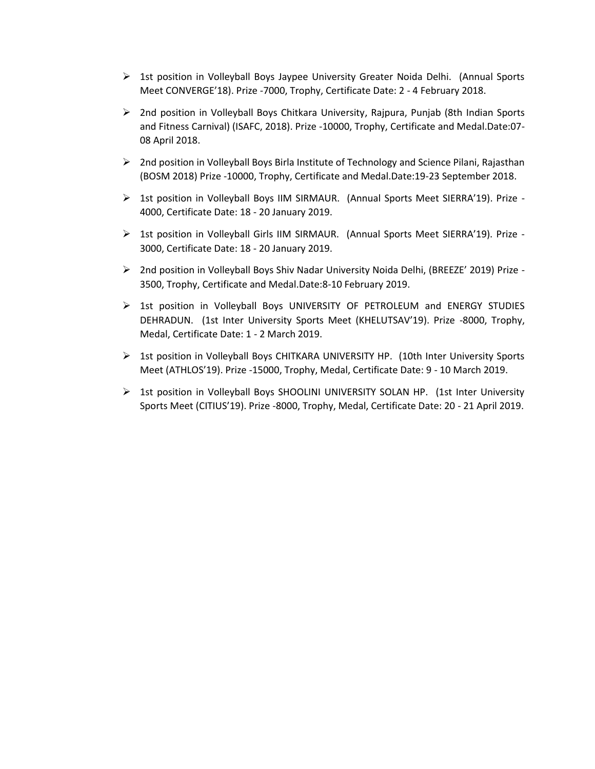- 1st position in Volleyball Boys Jaypee University Greater Noida Delhi. (Annual Sports Meet CONVERGE'18). Prize -7000, Trophy, Certificate Date: 2 - 4 February 2018.
- 2nd position in Volleyball Boys Chitkara University, Rajpura, Punjab (8th Indian Sports and Fitness Carnival) (ISAFC, 2018). Prize -10000, Trophy, Certificate and Medal.Date:07-08 April 2018.
- 2nd position in Volleyball Boys Birla Institute of Technology and Science Pilani, Rajasthan (BOSM 2018) Prize -10000, Trophy, Certificate and Medal.Date:19-23 September 2018.
- 1st position in Volleyball Boys IIM SIRMAUR. (Annual Sports Meet SIERRA'19). Prize -4000, Certificate Date: 18 - 20 January 2019.
- 1st position in Volleyball Girls IIM SIRMAUR. (Annual Sports Meet SIERRA'19). Prize -3000, Certificate Date: 18 - 20 January 2019.
- 2nd position in Volleyball Boys Shiv Nadar University Noida Delhi, (BREEZE' 2019) Prize -3500, Trophy, Certificate and Medal.Date:8-10 February 2019.
- 1st position in Volleyball Boys UNIVERSITY OF PETROLEUM and ENERGY STUDIES DEHRADUN. (1st Inter University Sports Meet (KHELUTSAV'19). Prize -8000, Trophy, Medal, Certificate Date: 1 - 2 March 2019.
- 1st position in Volleyball Boys CHITKARA UNIVERSITY HP. (10th Inter University Sports Meet (ATHLOS'19). Prize -15000, Trophy, Medal, Certificate Date: 9 - 10 March 2019.
- 1st position in Volleyball Boys SHOOLINI UNIVERSITY SOLAN HP. (1st Inter University Sports Meet (CITIUS'19). Prize -8000, Trophy, Medal, Certificate Date: 20 - 21 April 2019.